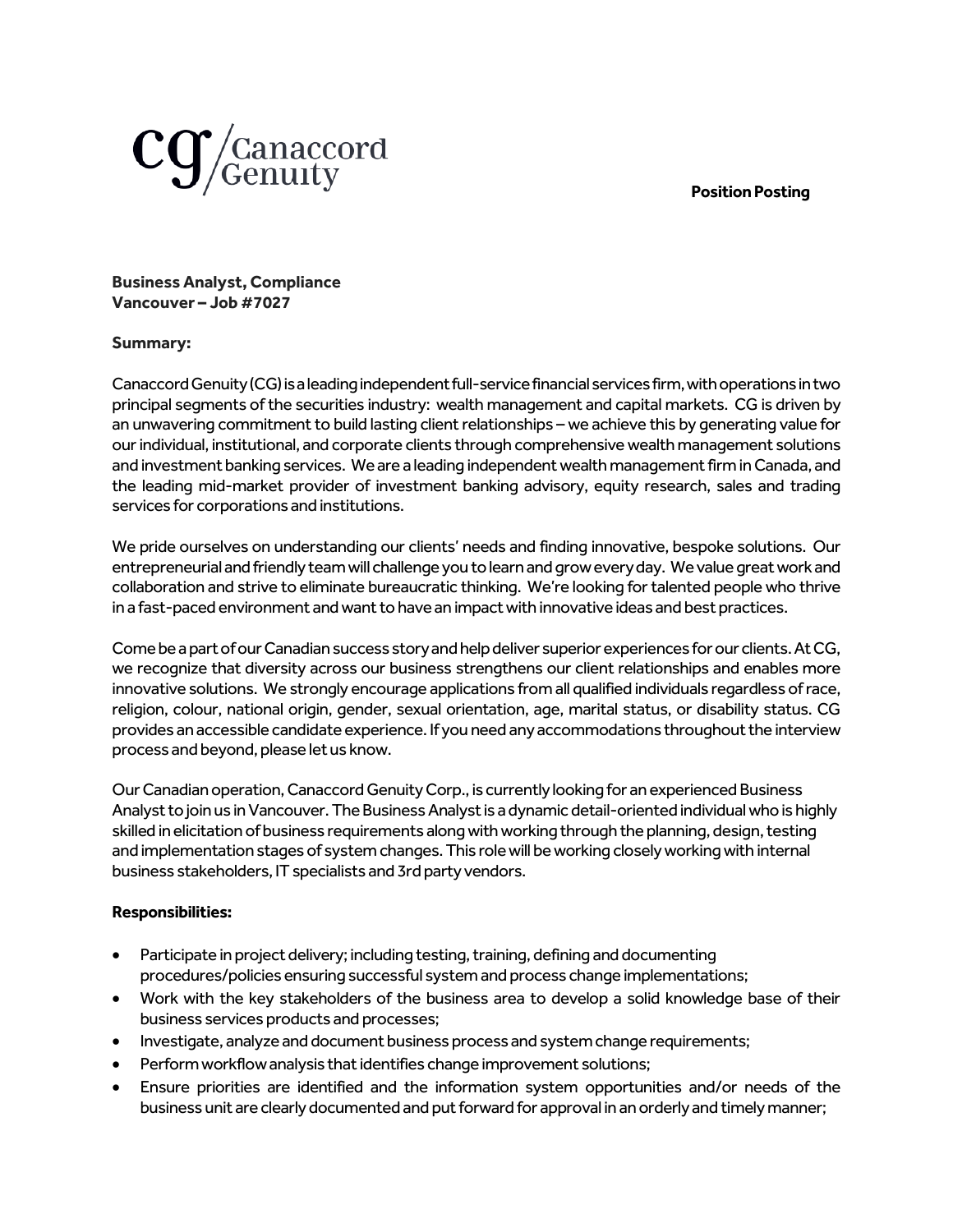Canaccord Genuity

**Position Posting**

**Business Analyst, Compliance**
**Vancouver – Job #7027**

**Summary:**

Canaccord Genuity (CG) is a leading independent full-service financial services firm, with operations in two principal segments of the securities industry: wealth management and capital markets. CG is driven by an unwavering commitment to build lasting client relationships – we achieve this by generating value for our individual, institutional, and corporate clients through comprehensive wealth management solutions and investment banking services. We are a leading independent wealth management firm in Canada, and the leading mid-market provider of investment banking advisory, equity research, sales and trading services for corporations and institutions.

We pride ourselves on understanding our clients' needs and finding innovative, bespoke solutions. Our entrepreneurial and friendly team will challenge you to learn and grow every day. We value great work and collaboration and strive to eliminate bureaucratic thinking. We're looking for talented people who thrive in a fast-paced environment and want to have an impact with innovative ideas and best practices.

Come be a part of our Canadian success story and help deliver superior experiences for our clients. At CG, we recognize that diversity across our business strengthens our client relationships and enables more innovative solutions. We strongly encourage applications from all qualified individuals regardless of race, religion, colour, national origin, gender, sexual orientation, age, marital status, or disability status. CG provides an accessible candidate experience. If you need any accommodations throughout the interview process and beyond, please let us know.

Our Canadian operation, Canaccord Genuity Corp., is currently looking for an experienced Business Analyst to join us in Vancouver. The Business Analyst is a dynamic detail-oriented individual who is highly skilled in elicitation of business requirements along with working through the planning, design, testing and implementation stages of system changes. This role will be working closely working with internal business stakeholders, IT specialists and 3rd party vendors.

**Responsibilities:**

- Participate in project delivery; including testing, training, defining and documenting procedures/policies ensuring successful system and process change implementations;
- Work with the key stakeholders of the business area to develop a solid knowledge base of their business services products and processes;
- Investigate, analyze and document business process and system change requirements;
- Perform workflow analysis that identifies change improvement solutions;
- Ensure priorities are identified and the information system opportunities and/or needs of the business unit are clearly documented and put forward for approval in an orderly and timely manner;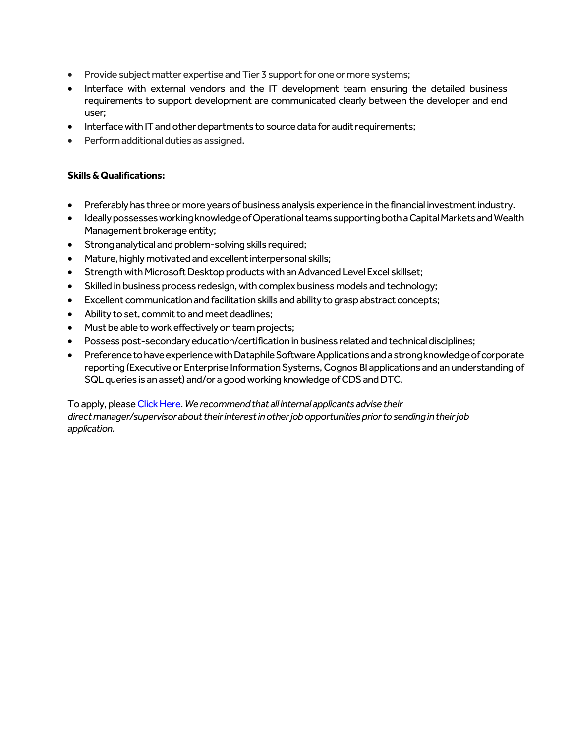- Provide subject matter expertise and Tier 3 support for one or more systems;
- Interface with external vendors and the IT development team ensuring the detailed business requirements to support development are communicated clearly between the developer and end user;
- Interface with IT and other departments to source data for audit requirements;
- Perform additional duties as assigned.

**Skills & Qualifications:**

- Preferably has three or more years of business analysis experience in the financial investment industry.
- Ideally possesses working knowledge of Operational teams supporting both a Capital Markets and Wealth Management brokerage entity;
- Strong analytical and problem-solving skills required;
- Mature, highly motivated and excellent interpersonal skills;
- Strength with Microsoft Desktop products with an Advanced Level Excel skillset;
- Skilled in business process redesign, with complex business models and technology;
- Excellent communication and facilitation skills and ability to grasp abstract concepts;
- Ability to set, commit to and meet deadlines;
- Must be able to work effectively on team projects;
- Possess post-secondary education/certification in business related and technical disciplines;
- Preference to have experience with Dataphile Software Applications and a strong knowledge of corporate reporting (Executive or Enterprise Information Systems, Cognos BI applications and an understanding of SQL queries is an asset) and/or a good working knowledge of CDS and DTC.

To apply, please Click Here. *We recommend that all internal applicants advise their direct manager/supervisor about their interest in other job opportunities prior to sending in their job application.*